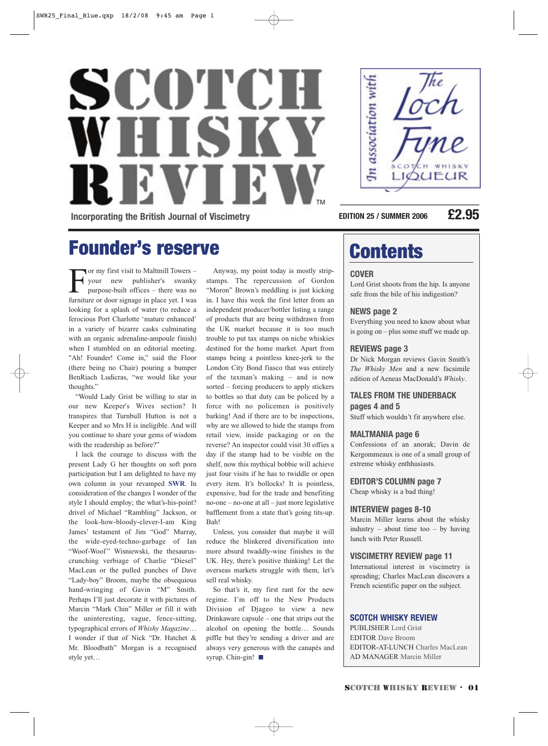# SCOTCH WHISKY REVIEW™

**Incorporating the British Journal of Viscimetry**

*In association with* The Loch Fyne Scotch Whisky Liqueur

**EDITION 25 / SUMMER 2006** **£2.95**

## Founder's reserve

For my first visit to Maltmill Towers – your new publisher's swanky purpose-built offices – there was no furniture or door signage in place yet. I was looking for a splash of water (to reduce a ferocious Port Charlotte 'mature enhanced' in a variety of bizarre casks culminating with an organic adrenaline-ampoule finish) when I stumbled on an editorial meeting. "Ah! Founder! Come in," said the Floor (there being no Chair) pouring a bumper BenRiach Ludicras, "we would like your thoughts."

"Would Lady Grist be willing to star in our new Keeper's Wives section? It transpires that Turnbull Hutton is not a Keeper and so Mrs H is ineligible. And will you continue to share your gems of wisdom with the readership as before?"

I lack the courage to discuss with the present Lady G her thoughts on soft porn participation but I am delighted to have my own column in your revamped **SWR**. In consideration of the changes I wonder of the style I should employ; the what's-his-point? drivel of Michael "Rambling" Jackson, or the look-how-bloody-clever-I-am King James' testament of Jim "God" Murray, the wide-eyed-techno-garbage of Ian "Woof-Woof" Wisniewski, the thesaurus-crunching verbiage of Charlie "Diesel" MacLean or the pulled punches of Dave "Lady-boy" Broom, maybe the obsequious hand-wringing of Gavin "M" Smith. Perhaps I'll just decorate it with pictures of Marcin "Mark Chin" Miller or fill it with the uninteresting, vague, fence-sitting, typographical errors of *Whishy Magazine*… I wonder if that of Nick "Dr. Hatchet & Mr. Bloodbath" Morgan is a recognised style yet…

Anyway, my point today is mostly strip-stamps. The repercussion of Gordon "Moron" Brown's meddling is just kicking in. I have this week the first letter from an independent producer/bottler listing a range of products that are being withdrawn from the UK market because it is too much trouble to put tax stamps on niche whiskies destined for the home market. Apart from stamps being a pointless knee-jerk to the London City Bond fiasco that was entirely of the taxman's making – and is now sorted – forcing producers to apply stickers to bottles so that duty can be policed by a force with no policemen is positively barking! And if there are to be inspections, why are we allowed to hide the stamps from retail view, inside packaging or on the reverse? An inspector could visit 30 offies a day if the stamp had to be visible on the shelf, now this mythical bobbie will achieve just four visits if he has to twiddle or open every item. It's bollocks! It is pointless, expensive, bad for the trade and benefiting no-one – no-one at all – just more legislative bafflement from a state that's going tits-up. Bah!

Unless, you consider that maybe it will reduce the blinkered diversification into more absurd twaddly-wine finishes in the UK. Hey, there's positive thinking! Let the overseas markets struggle with them, let's sell real whisky.

So that's it, my first rant for the new regime. I'm off to the New Products Division of Djageo to view a new Drinkaware capsule – one that strips out the alcohol on opening the bottle… Sounds piffle but they're sending a driver and are always very generous with the canapés and syrup. Chin-gin! ■

## Contents

**COVER**
Lord Grist shoots from the hip. Is anyone safe from the bile of his indigestion?

**NEWS page 2**
Everything you need to know about what is going on – plus some stuff we made up.

**REVIEWS page 3**
Dr Nick Morgan reviews Gavin Smith's *The Whisky Men* and a new facsimile edition of Aeneas MacDonald's *Whisky*.

**TALES FROM THE UNDERBACK pages 4 and 5**
Stuff which wouldn't fit anywhere else.

**MALTMANIA page 6**
Confessions of an anorak; Davin de Kergommeaux is one of a small group of extreme whisky enthhusiasts.

**EDITOR'S COLUMN page 7**
Cheap whisky is a bad thing!

**INTERVIEW pages 8-10**
Marcin Miller learns about the whisky industry – about time too – by having lunch with Peter Russell.

**VISCIMETRY REVIEW page 11**
International interest in viscimetry is spreading; Charles MacLean discovers a French scientific paper on the subject.

**SCOTCH WHISKY REVIEW**
PUBLISHER Lord Grist
EDITOR Dave Broom
EDITOR-AT-LUNCH Charles MacLean
AD MANAGER Marcin Miller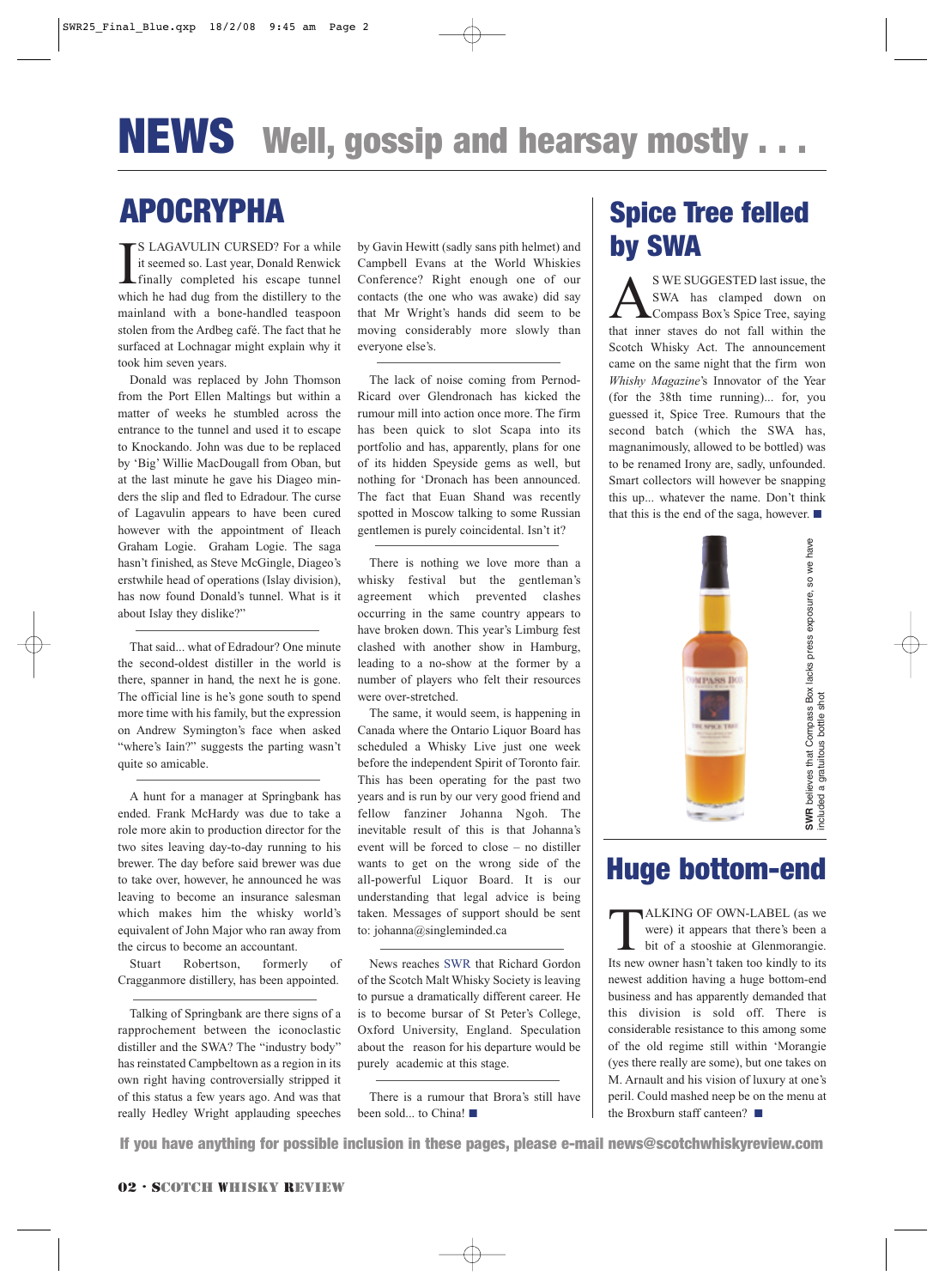# NEWS Well, gossip and hearsay mostly . . .

## APOCRYPHA

IS LAGAVULIN CURSED? For a while it seemed so. Last year, Donald Renwick finally completed his escape tunnel which he had dug from the distillery to the mainland with a bone-handled teaspoon stolen from the Ardbeg café. The fact that he surfaced at Lochnagar might explain why it took him seven years.

Donald was replaced by John Thomson from the Port Ellen Maltings but within a matter of weeks he stumbled across the entrance to the tunnel and used it to escape to Knockando. John was due to be replaced by 'Big' Willie MacDougall from Oban, but at the last minute he gave his Diageo minders the slip and fled to Edradour. The curse of Lagavulin appears to have been cured however with the appointment of Ileach Graham Logie. Graham Logie. The saga hasn't finished, as Steve McGingle, Diageo's erstwhile head of operations (Islay division), has now found Donald's tunnel. What is it about Islay they dislike?"

That said... what of Edradour? One minute the second-oldest distiller in the world is there, spanner in hand, the next he is gone. The official line is he's gone south to spend more time with his family, but the expression on Andrew Symington's face when asked "where's Iain?" suggests the parting wasn't quite so amicable.

A hunt for a manager at Springbank has ended. Frank McHardy was due to take a role more akin to production director for the two sites leaving day-to-day running to his brewer. The day before said brewer was due to take over, however, he announced he was leaving to become an insurance salesman which makes him the whisky world's equivalent of John Major who ran away from the circus to become an accountant.

Stuart Robertson, formerly of Cragganmore distillery, has been appointed.

Talking of Springbank are there signs of a rapprochement between the iconoclastic distiller and the SWA? The "industry body" has reinstated Campbeltown as a region in its own right having controversially stripped it of this status a few years ago. And was that really Hedley Wright applauding speeches by Gavin Hewitt (sadly sans pith helmet) and Campbell Evans at the World Whiskies Conference? Right enough one of our contacts (the one who was awake) did say that Mr Wright's hands did seem to be moving considerably more slowly than everyone else's.

The lack of noise coming from Pernod-Ricard over Glendronach has kicked the rumour mill into action once more. The firm has been quick to slot Scapa into its portfolio and has, apparently, plans for one of its hidden Speyside gems as well, but nothing for 'Dronach has been announced. The fact that Euan Shand was recently spotted in Moscow talking to some Russian gentlemen is purely coincidental. Isn't it?

There is nothing we love more than a whisky festival but the gentleman's agreement which prevented clashes occurring in the same country appears to have broken down. This year's Limburg fest clashed with another show in Hamburg, leading to a no-show at the former by a number of players who felt their resources were over-stretched.

The same, it would seem, is happening in Canada where the Ontario Liquor Board has scheduled a Whisky Live just one week before the independent Spirit of Toronto fair. This has been operating for the past two years and is run by our very good friend and fellow fanziner Johanna Ngoh. The inevitable result of this is that Johanna's event will be forced to close – no distiller wants to get on the wrong side of the all-powerful Liquor Board. It is our understanding that legal advice is being taken. Messages of support should be sent to: johanna@singleminded.ca

News reaches SWR that Richard Gordon of the Scotch Malt Whisky Society is leaving to pursue a dramatically different career. He is to become bursar of St Peter's College, Oxford University, England. Speculation about the reason for his departure would be purely academic at this stage.

There is a rumour that Brora's still have been sold... to China! ■

## Spice Tree felled by SWA

AS WE SUGGESTED last issue, the SWA has clamped down on Compass Box's Spice Tree, saying that inner staves do not fall within the Scotch Whisky Act. The announcement came on the same night that the firm won *Whisky Magazine*'s Innovator of the Year (for the 38th time running)... for, you guessed it, Spice Tree. Rumours that the second batch (which the SWA has, magnanimously, allowed to be bottled) was to be renamed Irony are, sadly, unfounded. Smart collectors will however be snapping this up... whatever the name. Don't think that this is the end of the saga, however. ■

**SWR** believes that Compass Box lacks press exposure, so we have included a gratuitous bottle shot

## Huge bottom-end

TALKING OF OWN-LABEL (as we were) it appears that there's been a bit of a stooshie at Glenmorangie. Its new owner hasn't taken too kindly to its newest addition having a huge bottom-end business and has apparently demanded that this division is sold off. There is considerable resistance to this among some of the old regime still within 'Morangie (yes there really are some), but one takes on M. Arnault and his vision of luxury at one's peril. Could mashed neep be on the menu at the Broxburn staff canteen? ■

**If you have anything for possible inclusion in these pages, please e-mail news@scotchwhiskyreview.com**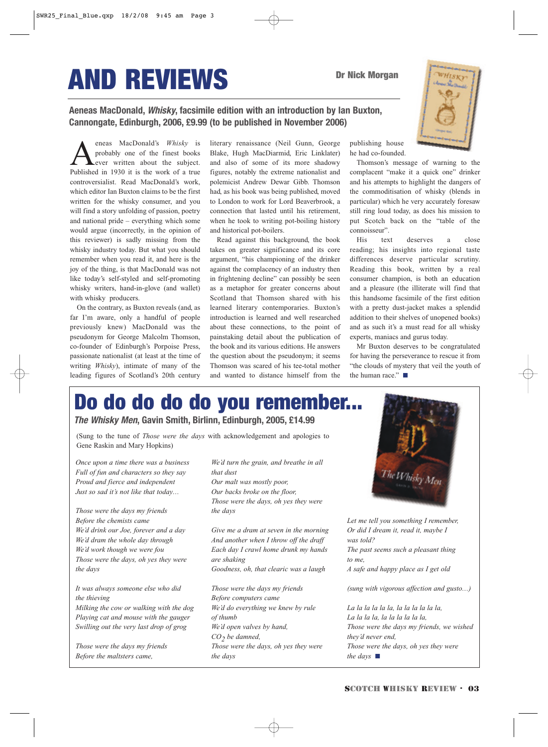# AND REVIEWS

**Dr Nick Morgan**

**Aeneas MacDonald, *Whisky*, facsimile edition with an introduction by Ian Buxton, Cannongate, Edinburgh, 2006, £9.99 (to be published in November 2006)**

Aeneas MacDonald's *Whisky* is probably one of the finest books ever written about the subject. Published in 1930 it is the work of a true controversialist. Read MacDonald's work, which editor Ian Buxton claims to be the first written for the whisky consumer, and you will find a story unfolding of passion, poetry and national pride – everything which some would argue (incorrectly, in the opinion of this reviewer) is sadly missing from the whisky industry today. But what you should remember when you read it, and here is the joy of the thing, is that MacDonald was not like today's self-styled and self-promoting whisky writers, hand-in-glove (and wallet) with whisky producers.

On the contrary, as Buxton reveals (and, as far I'm aware, only a handful of people previously knew) MacDonald was the pseudonym for George Malcolm Thomson, co-founder of Edinburgh's Porpoise Press, passionate nationalist (at least at the time of writing *Whisky*), intimate of many of the leading figures of Scotland's 20th century literary renaissance (Neil Gunn, George Blake, Hugh MacDiarmid, Eric Linklater) and also of some of its more shadowy figures, notably the extreme nationalist and polemicist Andrew Dewar Gibb. Thomson had, as his book was being published, moved to London to work for Lord Beaverbrook, a connection that lasted until his retirement, when he took to writing pot-boiling history and historical pot-boilers.

Read against this background, the book takes on greater significance and its core argument, "his championing of the drinker against the complacency of an industry then in frightening decline" can possibly be seen as a metaphor for greater concerns about Scotland that Thomson shared with his learned literary contemporaries. Buxton's introduction is learned and well researched about these connections, to the point of painstaking detail about the publication of the book and its various editions. He answers the question about the pseudonym; it seems Thomson was scared of his tee-total mother and wanted to distance himself from the publishing house he had co-founded.

Thomson's message of warning to the complacent "make it a quick one" drinker and his attempts to highlight the dangers of the commoditisation of whisky (blends in particular) which he very accurately foresaw still ring loud today, as does his mission to put Scotch back on the "table of the connoisseur".

His text deserves a close reading; his insights into regional taste differences deserve particular scrutiny. Reading this book, written by a real consumer champion, is both an education and a pleasure (the illiterate will find that this handsome facsimile of the first edition with a pretty dust-jacket makes a splendid addition to their shelves of unopened books) and as such it's a must read for all whisky experts, maniacs and gurus today.

Mr Buxton deserves to be congratulated for having the perseverance to rescue it from "the clouds of mystery that veil the youth of the human race." ■

# Do do do do do you remember...

***The Whisky Men*, Gavin Smith, Birlinn, Edinburgh, 2005, £14.99**

(Sung to the tune of *Those were the days* with acknowledgement and apologies to Gene Raskin and Mary Hopkins)

*Once upon a time there was a business*
*Full of fun and characters so they say*
*Proud and fierce and independent*
*Just so sad it's not like that today…*

*Those were the days my friends*
*Before the chemists came*
*We'd drink our Joe, forever and a day*
*We'd dram the whole day through*
*We'd work though we were fou*
*Those were the days, oh yes they were the days*

*It was always someone else who did the thieving*
*Milking the cow or walking with the dog*
*Playing cat and mouse with the gauger*
*Swilling out the very last drop of grog*

*Those were the days my friends*
*Before the maltsters came,*
*We'd turn the grain, and breathe in all that dust*
*Our malt was mostly poor,*
*Our backs broke on the floor,*
*Those were the days, oh yes they were the days*

*Give me a dram at seven in the morning*
*And another when I throw off the draff*
*Each day I crawl home drunk my hands are shaking*
*Goodness, oh, that clearic was a laugh*

*Those were the days my friends*
*Before computers came*
*We'd do everything we knew by rule of thumb*
*We'd open valves by hand,*
*$CO_2$ be damned,*
*Those were the days, oh yes they were the days*

*Let me tell you something I remember,*
*Or did I dream it, read it, maybe I was told?*
*The past seems such a pleasant thing to me,*
*A safe and happy place as I get old*

*(sung with vigorous affection and gusto…)*

*La la la la la la, la la la la la la,*
*La la la la, la la la la la la,*
*Those were the days my friends, we wished they'd never end,*
*Those were the days, oh yes they were the days* ■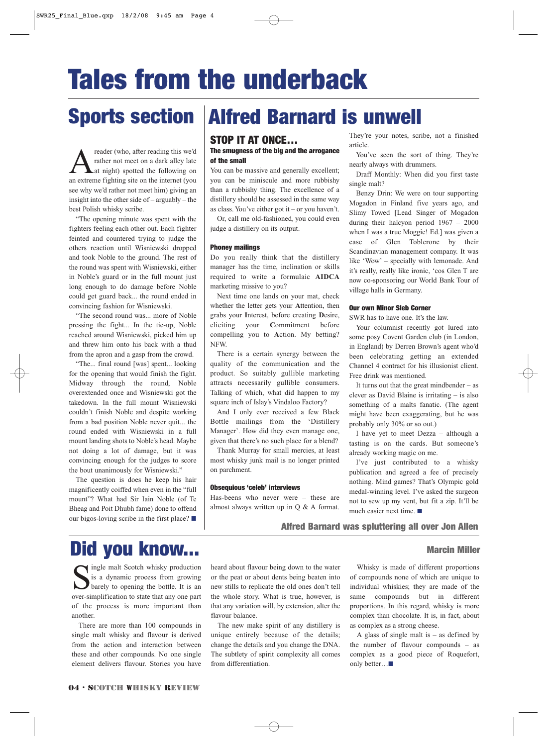# Tales from the underback

## Sports section

A reader (who, after reading this we'd rather not meet on a dark alley late at night) spotted the following on an extreme fighting site on the internet (you see why we'd rather not meet him) giving an insight into the other side of – arguably – the best Polish whisky scribe.

"The opening minute was spent with the fighters feeling each other out. Each fighter feinted and countered trying to judge the others reaction until Wisniewski dropped and took Noble to the ground. The rest of the round was spent with Wisniewski, either in Noble's guard or in the full mount just long enough to do damage before Noble could get guard back... the round ended in convincing fashion for Wisniewski.

"The second round was... more of Noble pressing the fight... In the tie-up, Noble reached around Wisniewski, picked him up and threw him onto his back with a thud from the apron and a gasp from the crowd.

"The... final round [was] spent... looking for the opening that would finish the fight. Midway through the round, Noble overextended once and Wisniewski got the takedown. In the full mount Wisniewski couldn't finish Noble and despite working from a bad position Noble never quit... the round ended with Wisniewski in a full mount landing shots to Noble's head. Maybe not doing a lot of damage, but it was convincing enough for the judges to score the bout unanimously for Wisniewski."

The question is does he keep his hair magnificently coiffed when even in the "full mount"? What had Sir Iain Noble (of Te Bheag and Poit Dhubh fame) done to offend our bigos-loving scribe in the first place? ■

## Alfred Barnard is unwell

### STOP IT AT ONCE...

**The smugness of the big and the arrogance of the small**

You can be massive and generally excellent; you can be miniscule and more rubbishy than a rubbishy thing. The excellence of a distillery should be assessed in the same way as class. You've either got it – or you haven't.

Or, call me old-fashioned, you could even judge a distillery on its output.

#### Phoney mailings

Do you really think that the distillery manager has the time, inclination or skills required to write a formulaic **AIDCA** marketing missive to you?

Next time one lands on your mat, check whether the letter gets your **A**ttention, then grabs your **I**nterest, before creating **D**esire, eliciting your **C**ommitment before compelling you to **A**ction. My betting? NFW.

There is a certain synergy between the quality of the communication and the product. So suitably gullible marketing attracts necessarily gullible consumers. Talking of which, what did happen to my square inch of Islay's Vindaloo Factory?

And I only ever received a few Black Bottle mailings from the 'Distillery Manager'. How did they even manage one, given that there's no such place for a blend?

Thank Murray for small mercies, at least most whisky junk mail is no longer printed on parchment.

#### Obsequious 'celeb' interviews

Has-beens who never were – these are almost always written up in Q & A format. They're your notes, scribe, not a finished article.

You've seen the sort of thing. They're nearly always with drummers.

Draff Monthly: When did you first taste single malt?

Benzy Drin: We were on tour supporting Mogadon in Finland five years ago, and Slimy Towed [Lead Singer of Mogadon during their halcyon period 1967 – 2000 when I was a true Moggie! Ed.] was given a case of Glen Toblerone by their Scandinavian management company. It was like 'Wow' – specially with lemonade. And it's really, really like ironic, 'cos Glen T are now co-sponsoring our World Bank Tour of village halls in Germany.

#### Our own Minor Sleb Corner

SWR has to have one. It's the law.

Your columnist recently got lured into some posy Covent Garden club (in London, in England) by Derren Brown's agent who'd been celebrating getting an extended Channel 4 contract for his illusionist client. Free drink was mentioned.

It turns out that the great mindbender – as clever as David Blaine is irritating – is also something of a malts fanatic. (The agent might have been exaggerating, but he was probably only 30% or so out.)

I have yet to meet Dezza – although a tasting is on the cards. But someone's already working magic on me.

I've just contributed to a whisky publication and agreed a fee of precisely nothing. Mind games? That's Olympic gold medal-winning level. I've asked the surgeon not to sew up my vent, but fit a zip. It'll be much easier next time. ■

**Alfred Barnard was spluttering all over Jon Allen**

## Did you know...

**Marcin Miller**

Single malt Scotch whisky production is a dynamic process from growing barley to opening the bottle. It is an over-simplification to state that any one part of the process is more important than another.

There are more than 100 compounds in single malt whisky and flavour is derived from the action and interaction between these and other compounds. No one single element delivers flavour. Stories you have heard about flavour being down to the water or the peat or about dents being beaten into new stills to replicate the old ones don't tell the whole story. What is true, however, is that any variation will, by extension, alter the flavour balance.

The new make spirit of any distillery is unique entirely because of the details; change the details and you change the DNA. The subtlety of spirit complexity all comes from differentiation.

Whisky is made of different proportions of compounds none of which are unique to individual whiskies; they are made of the same compounds but in different proportions. In this regard, whisky is more complex than chocolate. It is, in fact, about as complex as a strong cheese.

A glass of single malt is – as defined by the number of flavour compounds – as complex as a good piece of Roquefort, only better…■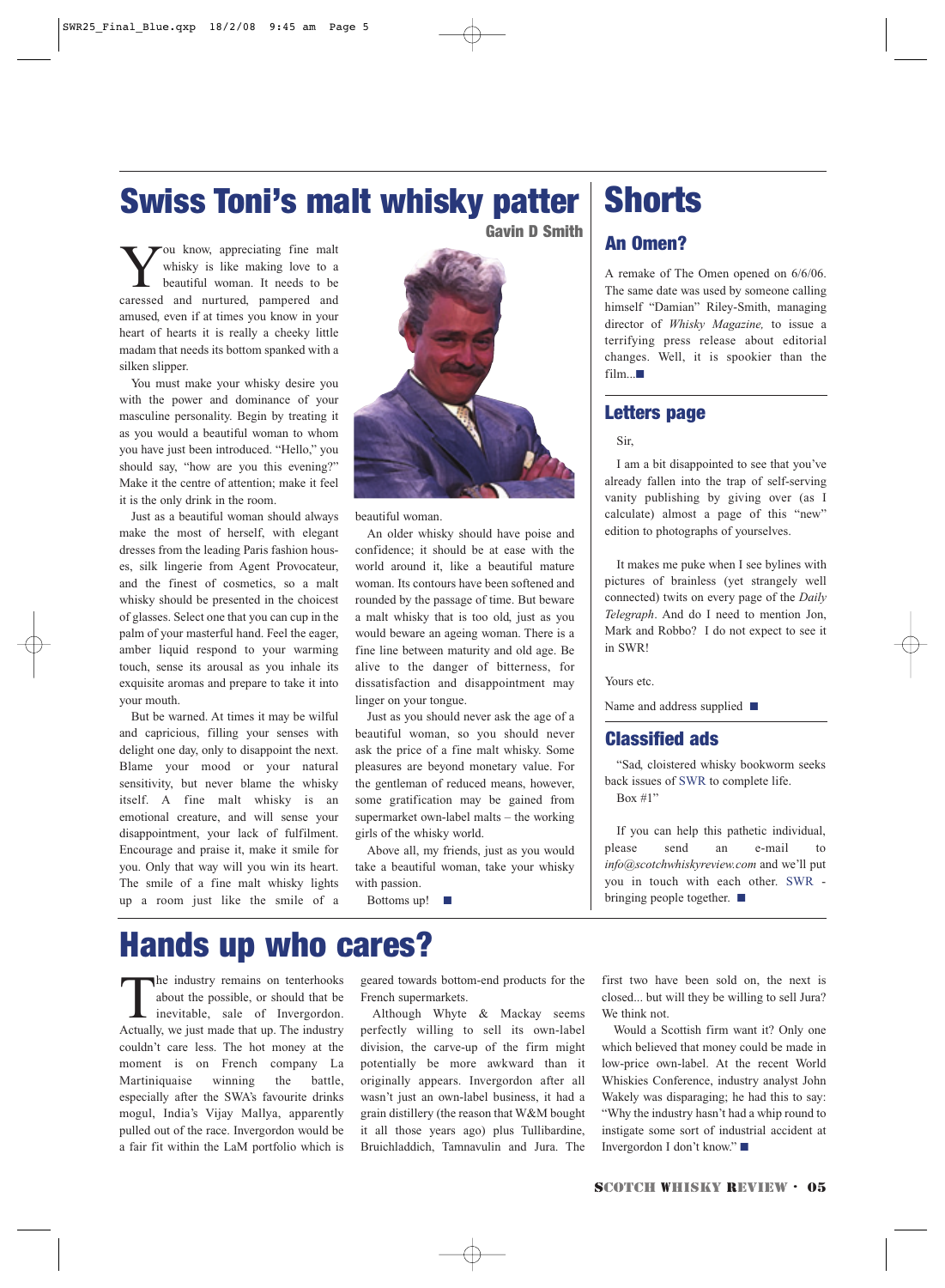# Swiss Toni's malt whisky patter

**Gavin D Smith**

You know, appreciating fine malt whisky is like making love to a beautiful woman. It needs to be caressed and nurtured, pampered and amused, even if at times you know in your heart of hearts it is really a cheeky little madam that needs its bottom spanked with a silken slipper.

You must make your whisky desire you with the power and dominance of your masculine personality. Begin by treating it as you would a beautiful woman to whom you have just been introduced. "Hello," you should say, "how are you this evening?" Make it the centre of attention; make it feel it is the only drink in the room.

Just as a beautiful woman should always make the most of herself, with elegant dresses from the leading Paris fashion houses, silk lingerie from Agent Provocateur, and the finest of cosmetics, so a malt whisky should be presented in the choicest of glasses. Select one that you can cup in the palm of your masterful hand. Feel the eager, amber liquid respond to your warming touch, sense its arousal as you inhale its exquisite aromas and prepare to take it into your mouth.

But be warned. At times it may be wilful and capricious, filling your senses with delight one day, only to disappoint the next. Blame your mood or your natural sensitivity, but never blame the whisky itself. A fine malt whisky is an emotional creature, and will sense your disappointment, your lack of fulfilment. Encourage and praise it, make it special for you. Only that way will you win its heart. The smile of a fine malt whisky lights up a room just like the smile of a beautiful woman.

An older whisky should have poise and confidence; it should be at ease with the world around it, like a beautiful mature woman. Its contours have been softened and rounded by the passage of time. But beware a malt whisky that is too old, just as you would beware an ageing woman. There is a fine line between maturity and old age. Be alive to the danger of bitterness, for dissatisfaction and disappointment may linger on your tongue.

Just as you should never ask the age of a beautiful woman, so you should never ask the price of a fine malt whisky. Some pleasures are beyond monetary value. For the gentleman of reduced means, however, some gratification may be gained from supermarket own-label malts – the working girls of the whisky world.

Above all, my friends, just as you would take a beautiful woman, take your whisky with passion.

Bottoms up! ■

# Shorts

## An Omen?

A remake of The Omen opened on 6/6/06. The same date was used by someone calling himself "Damian" Riley-Smith, managing director of *Whisky Magazine,* to issue a terrifying press release about editorial changes. Well, it is spookier than the film...■

## Letters page

Sir,

I am a bit disappointed to see that you've already fallen into the trap of self-serving vanity publishing by giving over (as I calculate) almost a page of this "new" edition to photographs of yourselves.

It makes me puke when I see bylines with pictures of brainless (yet strangely well connected) twits on every page of the *Daily Telegraph*. And do I need to mention Jon, Mark and Robbo? I do not expect to see it in SWR!

Yours etc.

Name and address supplied ■

## Classified ads

"Sad, cloistered whisky bookworm seeks back issues of SWR to complete life. Box #1"

If you can help this pathetic individual, please send an e-mail to *info@scotchwhiskyreview.com* and we'll put you in touch with each other. SWR - bringing people together. ■

# Hands up who cares?

The industry remains on tenterhooks about the possible, or should that be inevitable, sale of Invergordon. Actually, we just made that up. The industry couldn't care less. The hot money at the moment is on French company La Martiniquaise winning the battle, especially after the SWA's favourite drinks mogul, India's Vijay Mallya, apparently pulled out of the race. Invergordon would be a fair fit within the LaM portfolio which is geared towards bottom-end products for the French supermarkets.

Although Whyte & Mackay seems perfectly willing to sell its own-label division, the carve-up of the firm might potentially be more awkward than it originally appears. Invergordon after all wasn't just an own-label business, it had a grain distillery (the reason that W&M bought it all those years ago) plus Tullibardine, Bruichladdich, Tamnavulin and Jura. The first two have been sold on, the next is closed... but will they be willing to sell Jura? We think not.

Would a Scottish firm want it? Only one which believed that money could be made in low-price own-label. At the recent World Whiskies Conference, industry analyst John Wakely was disparaging; he had this to say: "Why the industry hasn't had a whip round to instigate some sort of industrial accident at Invergordon I don't know." ■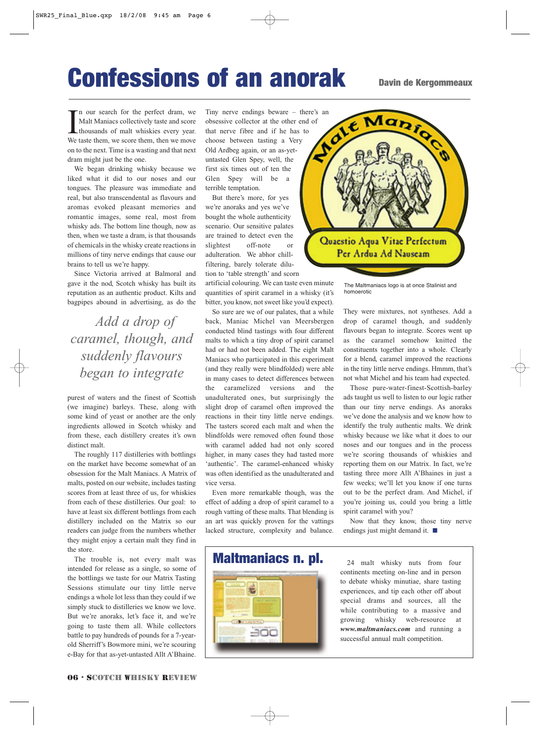# Confessions of an anorak

**Davin de Kergommeaux**

In our search for the perfect dram, we Malt Maniacs collectively taste and score thousands of malt whiskies every year. We taste them, we score them, then we move on to the next. Time is a wasting and that next dram might just be the one.

We began drinking whisky because we liked what it did to our noses and our tongues. The pleasure was immediate and real, but also transcendental as flavours and aromas evoked pleasant memories and romantic images, some real, most from whisky ads. The bottom line though, now as then, when we taste a dram, is that thousands of chemicals in the whisky create reactions in millions of tiny nerve endings that cause our brains to tell us we're happy.

Since Victoria arrived at Balmoral and gave it the nod, Scotch whisky has built its reputation as an authentic product. Kilts and bagpipes abound in advertising, as do the purest of waters and the finest of Scottish (we imagine) barleys. These, along with some kind of yeast or another are the only ingredients allowed in Scotch whisky and from these, each distillery creates it's own distinct malt.

> *Add a drop of caramel, though, and suddenly flavours began to integrate*

The roughly 117 distilleries with bottlings on the market have become somewhat of an obsession for the Malt Maniacs. A Matrix of malts, posted on our website, includes tasting scores from at least three of us, for whiskies from each of these distilleries. Our goal: to have at least six different bottlings from each distillery included on the Matrix so our readers can judge from the numbers whether they might enjoy a certain malt they find in the store.

The trouble is, not every malt was intended for release as a single, so some of the bottlings we taste for our Matrix Tasting Sessions stimulate our tiny little nerve endings a whole lot less than they could if we simply stuck to distilleries we know we love. But we're anoraks, let's face it, and we're going to taste them all. While collectors battle to pay hundreds of pounds for a 7-year-old Sherriff's Bowmore mini, we're scouring e-Bay for that as-yet-untasted Allt A'Bhaine.

Tiny nerve endings beware – there's an obsessive collector at the other end of that nerve fibre and if he has to choose between tasting a Very Old Ardbeg again, or an as-yet-untasted Glen Spey, well, the first six times out of ten the Glen Spey will be a terrible temptation.

But there's more, for yes we're anoraks and yes we've bought the whole authenticity scenario. Our sensitive palates are trained to detect even the slightest off-note or adulteration. We abhor chill-filtering, barely tolerate dilution to 'table strength' and scorn artificial colouring. We can taste even minute quantities of spirit caramel in a whisky (it's bitter, you know, not sweet like you'd expect).

So sure are we of our palates, that a while back, Maniac Michel van Meersbergen conducted blind tastings with four different malts to which a tiny drop of spirit caramel had or had not been added. The eight Malt Maniacs who participated in this experiment (and they really were blindfolded) were able in many cases to detect differences between the caramelized versions and the unadulterated ones, but surprisingly the slight drop of caramel often improved the reactions in their tiny little nerve endings. The tasters scored each malt and when the blindfolds were removed often found those with caramel added had not only scored higher, in many cases they had tasted more 'authentic'. The caramel-enhanced whisky was often identified as the unadulterated and vice versa.

Even more remarkable though, was the effect of adding a drop of spirit caramel to a rough vatting of these malts. That blending is an art was quickly proven for the vattings lacked structure, complexity and balance. They were mixtures, not syntheses. Add a drop of caramel though, and suddenly flavours began to integrate. Scores went up as the caramel somehow knitted the constituents together into a whole. Clearly for a blend, caramel improved the reactions in the tiny little nerve endings. Hmmm, that's not what Michel and his team had expected.

Those pure-water-finest-Scottish-barley ads taught us well to listen to our logic rather than our tiny nerve endings. As anoraks we've done the analysis and we know how to identify the truly authentic malts. We drink whisky because we like what it does to our noses and our tongues and in the process we're scoring thousands of whiskies and reporting them on our Matrix. In fact, we're tasting three more Allt A'Bhaines in just a few weeks; we'll let you know if one turns out to be the perfect dram. And Michel, if you're joining us, could you bring a little spirit caramel with you?

Now that they know, those tiny nerve endings just might demand it. ■

Malt Maniacs — Quaestio Aqua Vitae Perfectum — Per Ardua Ad Nauseam

The Maltmaniacs logo is at once Stalinist and homoerotic

## Maltmaniacs n. pl.

24 malt whisky nuts from four continents meeting on-line and in person to debate whisky minutiae, share tasting experiences, and tip each other off about special drams and sources, all the while contributing to a massive and growing whisky web-resource at ***www.maltmaniacs.com*** and running a successful annual malt competition.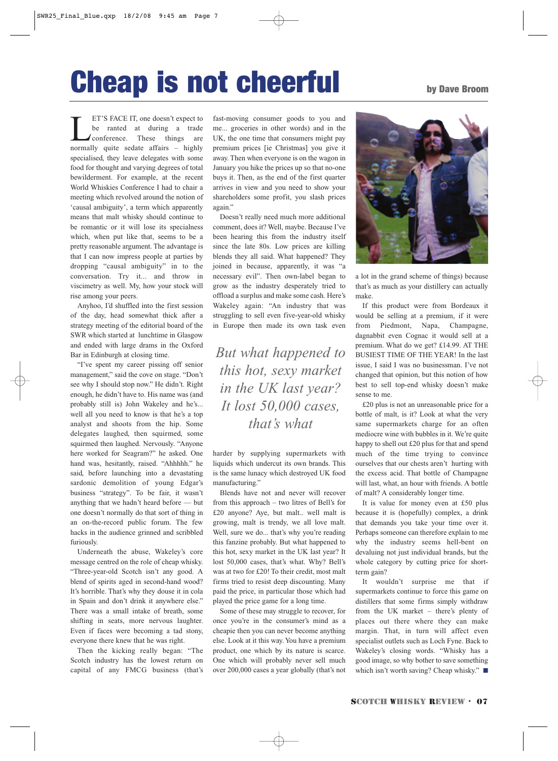# Cheap is not cheerful

**by Dave Broom**

LET'S FACE IT, one doesn't expect to be ranted at during a trade conference. These things are normally quite sedate affairs – highly specialised, they leave delegates with some food for thought and varying degrees of total bewilderment. For example, at the recent World Whiskies Conference I had to chair a meeting which revolved around the notion of 'causal ambiguity', a term which apparently means that malt whisky should continue to be romantic or it will lose its specialness which, when put like that, seems to be a pretty reasonable argument. The advantage is that I can now impress people at parties by dropping "causal ambiguity" in to the conversation. Try it... and throw in viscimetry as well. My, how your stock will rise among your peers.

Anyhoo, I'd shuffled into the first session of the day, head somewhat thick after a strategy meeting of the editorial board of the SWR which started at lunchtime in Glasgow and ended with large drams in the Oxford Bar in Edinburgh at closing time.

"I've spent my career pissing off senior management," said the cove on stage. "Don't see why I should stop now." He didn't. Right enough, he didn't have to. His name was (and probably still is) John Wakeley and he's... well all you need to know is that he's a top analyst and shoots from the hip. Some delegates laughed, then squirmed, some squirmed then laughed. Nervously. "Anyone here worked for Seagram?" he asked. One hand was, hesitantly, raised. "Ahhhhh." he said, before launching into a devastating sardonic demolition of young Edgar's business "strategy". To be fair, it wasn't anything that we hadn't heard before — but one doesn't normally do that sort of thing in an on-the-record public forum. The few hacks in the audience grinned and scribbled furiously.

Underneath the abuse, Wakeley's core message centred on the role of cheap whisky. "Three-year-old Scotch isn't any good. A blend of spirits aged in second-hand wood? It's horrible. That's why they douse it in cola in Spain and don't drink it anywhere else." There was a small intake of breath, some shifting in seats, more nervous laughter. Even if faces were becoming a tad stony, everyone there knew that he was right.

Then the kicking really began: "The Scotch industry has the lowest return on capital of any FMCG business (that's fast-moving consumer goods to you and me... groceries in other words) and in the UK, the one time that consumers might pay premium prices [ie Christmas] you give it away. Then when everyone is on the wagon in January you hike the prices up so that no-one buys it. Then, as the end of the first quarter arrives in view and you need to show your shareholders some profit, you slash prices again."

Doesn't really need much more additional comment, does it? Well, maybe. Because I've been hearing this from the industry itself since the late 80s. Low prices are killing blends they all said. What happened? They joined in because, apparently, it was "a necessary evil". Then own-label began to grow as the industry desperately tried to offload a surplus and make some cash. Here's Wakeley again: "An industry that was struggling to sell even five-year-old whisky in Europe then made its own task even harder by supplying supermarkets with liquids which undercut its own brands. This is the same lunacy which destroyed UK food manufacturing."

> *But what happened to this hot, sexy market in the UK last year? It lost 50,000 cases, that's what*

Blends have not and never will recover from this approach – two litres of Bell's for £20 anyone? Aye, but malt.. well malt is growing, malt is trendy, we all love malt. Well, sure we do... that's why you're reading this fanzine probably. But what happened to this hot, sexy market in the UK last year? It lost 50,000 cases, that's what. Why? Bell's was at two for £20! To their credit, most malt firms tried to resist deep discounting. Many paid the price, in particular those which had played the price game for a long time.

Some of these may struggle to recover, for once you're in the consumer's mind as a cheapie then you can never become anything else. Look at it this way. You have a premium product, one which by its nature is scarce. One which will probably never sell much over 200,000 cases a year globally (that's not a lot in the grand scheme of things) because that's as much as your distillery can actually make.

If this product were from Bordeaux it would be selling at a premium, if it were from Piedmont, Napa, Champagne, dagnabbit even Cognac it would sell at a premium. What do we get? £14.99. AT THE BUSIEST TIME OF THE YEAR! In the last issue, I said I was no businessman. I've not changed that opinion, but this notion of how best to sell top-end whisky doesn't make sense to me.

£20 plus is not an unreasonable price for a bottle of malt, is it? Look at what the very same supermarkets charge for an often mediocre wine with bubbles in it. We're quite happy to shell out £20 plus for that and spend much of the time trying to convince ourselves that our chests aren't hurting with the excess acid. That bottle of Champagne will last, what, an hour with friends. A bottle of malt? A considerably longer time.

It is value for money even at £50 plus because it is (hopefully) complex, a drink that demands you take your time over it. Perhaps someone can therefore explain to me why the industry seems hell-bent on devaluing not just individual brands, but the whole category by cutting price for short-term gain?

It wouldn't surprise me that if supermarkets continue to force this game on distillers that some firms simply withdraw from the UK market – there's plenty of places out there where they can make margin. That, in turn will affect even specialist outlets such as Loch Fyne. Back to Wakeley's closing words. "Whisky has a good image, so why bother to save something which isn't worth saving? Cheap whisky." ■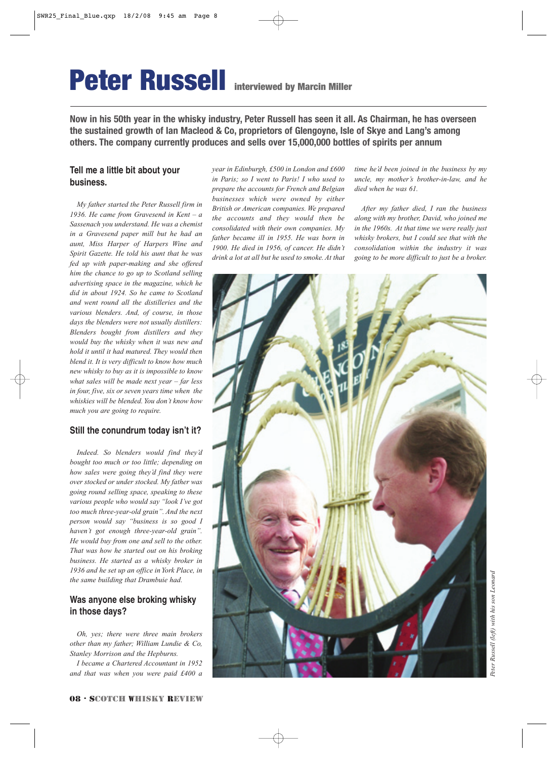# Peter Russell interviewed by Marcin Miller

**Now in his 50th year in the whisky industry, Peter Russell has seen it all. As Chairman, he has overseen the sustained growth of Ian Macleod & Co, proprietors of Glengoyne, Isle of Skye and Lang's among others. The company currently produces and sells over 15,000,000 bottles of spirits per annum**

### Tell me a little bit about your business.

*My father started the Peter Russell firm in 1936. He came from Gravesend in Kent – a Sassenach you understand. He was a chemist in a Gravesend paper mill but he had an aunt, Miss Harper of Harpers Wine and Spirit Gazette. He told his aunt that he was fed up with paper-making and she offered him the chance to go up to Scotland selling advertising space in the magazine, which he did in about 1924. So he came to Scotland and went round all the distilleries and the various blenders. And, of course, in those days the blenders were not usually distillers: Blenders bought from distillers and they would buy the whisky when it was new and hold it until it had matured. They would then blend it. It is very difficult to know how much new whisky to buy as it is impossible to know what sales will be made next year – far less in four, five, six or seven years time when the whiskies will be blended. You don't know how much you are going to require.*

### Still the conundrum today isn't it?

*Indeed. So blenders would find they'd bought too much or too little; depending on how sales were going they'd find they were over stocked or under stocked. My father was going round selling space, speaking to these various people who would say "look I've got too much three-year-old grain". And the next person would say "business is so good I haven't got enough three-year-old grain". He would buy from one and sell to the other. That was how he started out on his broking business. He started as a whisky broker in 1936 and he set up an office in York Place, in the same building that Drambuie had.*

### Was anyone else broking whisky in those days?

*Oh, yes; there were three main brokers other than my father; William Lundie & Co, Stanley Morrison and the Hepburns.*

*I became a Chartered Accountant in 1952 and that was when you were paid £400 a year in Edinburgh, £500 in London and £600 in Paris; so I went to Paris! I who used to prepare the accounts for French and Belgian businesses which were owned by either British or American companies. We prepared the accounts and they would then be consolidated with their own companies. My father became ill in 1955. He was born in 1900. He died in 1956, of cancer. He didn't drink a lot at all but he used to smoke. At that time he'd been joined in the business by my uncle, my mother's brother-in-law, and he died when he was 61.*

*After my father died, I ran the business along with my brother, David, who joined me in the 1960s. At that time we were really just whisky brokers, but I could see that with the consolidation within the industry it was going to be more difficult to just be a broker.*

*Peter Russell (left) with his son Leonard*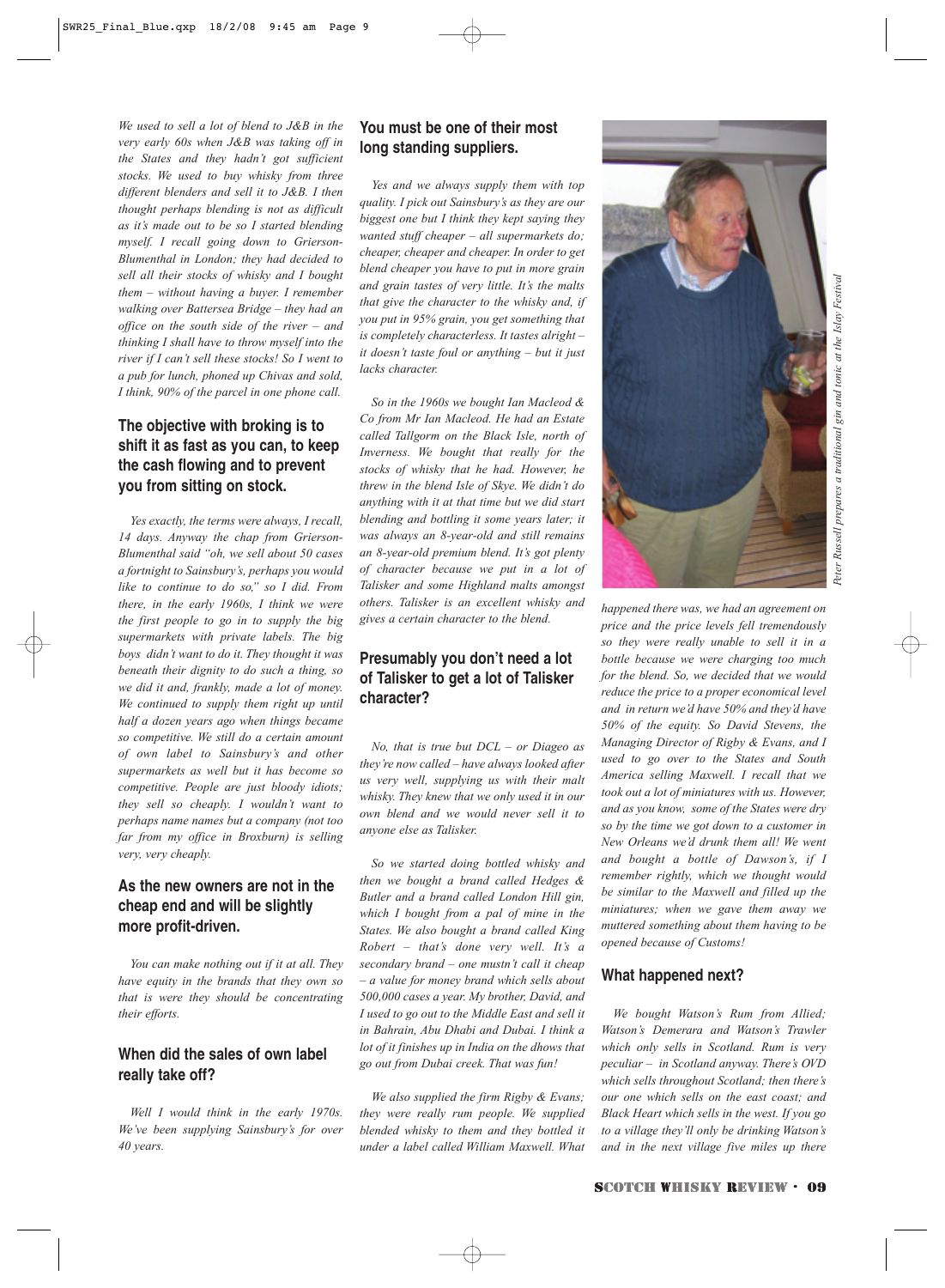*We used to sell a lot of blend to J&B in the very early 60s when J&B was taking off in the States and they hadn't got sufficient stocks. We used to buy whisky from three different blenders and sell it to J&B. I then thought perhaps blending is not as difficult as it's made out to be so I started blending myself. I recall going down to Grierson-Blumenthal in London; they had decided to sell all their stocks of whisky and I bought them – without having a buyer. I remember walking over Battersea Bridge – they had an office on the south side of the river – and thinking I shall have to throw myself into the river if I can't sell these stocks! So I went to a pub for lunch, phoned up Chivas and sold, I think, 90% of the parcel in one phone call.*

### The objective with broking is to shift it as fast as you can, to keep the cash flowing and to prevent you from sitting on stock.

*Yes exactly, the terms were always, I recall, 14 days. Anyway the chap from Grierson-Blumenthal said "oh, we sell about 50 cases a fortnight to Sainsbury's, perhaps you would like to continue to do so," so I did. From there, in the early 1960s, I think we were the first people to go in to supply the big supermarkets with private labels. The big boys didn't want to do it. They thought it was beneath their dignity to do such a thing, so we did it and, frankly, made a lot of money. We continued to supply them right up until half a dozen years ago when things became so competitive. We still do a certain amount of own label to Sainsbury's and other supermarkets as well but it has become so competitive. People are just bloody idiots; they sell so cheaply. I wouldn't want to perhaps name names but a company (not too far from my office in Broxburn) is selling very, very cheaply.*

### As the new owners are not in the cheap end and will be slightly more profit-driven.

*You can make nothing out if it at all. They have equity in the brands that they own so that is were they should be concentrating their efforts.*

### When did the sales of own label really take off?

*Well I would think in the early 1970s. We've been supplying Sainsbury's for over 40 years.*

### You must be one of their most long standing suppliers.

*Yes and we always supply them with top quality. I pick out Sainsbury's as they are our biggest one but I think they kept saying they wanted stuff cheaper – all supermarkets do; cheaper, cheaper and cheaper. In order to get blend cheaper you have to put in more grain and grain tastes of very little. It's the malts that give the character to the whisky and, if you put in 95% grain, you get something that is completely characterless. It tastes alright – it doesn't taste foul or anything – but it just lacks character.*

*So in the 1960s we bought Ian Macleod & Co from Mr Ian Macleod. He had an Estate called Tallgorm on the Black Isle, north of Inverness. We bought that really for the stocks of whisky that he had. However, he threw in the blend Isle of Skye. We didn't do anything with it at that time but we did start blending and bottling it some years later; it was always an 8-year-old and still remains an 8-year-old premium blend. It's got plenty of character because we put in a lot of Talisker and some Highland malts amongst others. Talisker is an excellent whisky and gives a certain character to the blend.*

### Presumably you don't need a lot of Talisker to get a lot of Talisker character?

*No, that is true but DCL – or Diageo as they're now called – have always looked after us very well, supplying us with their malt whisky. They knew that we only used it in our own blend and we would never sell it to anyone else as Talisker.*

*So we started doing bottled whisky and then we bought a brand called Hedges & Butler and a brand called London Hill gin, which I bought from a pal of mine in the States. We also bought a brand called King Robert – that's done very well. It's a secondary brand – one mustn't call it cheap – a value for money brand which sells about 500,000 cases a year. My brother, David, and I used to go out to the Middle East and sell it in Bahrain, Abu Dhabi and Dubai. I think a lot of it finishes up in India on the dhows that go out from Dubai creek. That was fun!*

*We also supplied the firm Rigby & Evans; they were really rum people. We supplied blended whisky to them and they bottled it under a label called William Maxwell. What happened there was, we had an agreement on price and the price levels fell tremendously so they were really unable to sell it in a bottle because we were charging too much for the blend. So, we decided that we would reduce the price to a proper economical level and in return we'd have 50% and they'd have 50% of the equity. So David Stevens, the Managing Director of Rigby & Evans, and I used to go over to the States and South America selling Maxwell. I recall that we took out a lot of miniatures with us. However, and as you know, some of the States were dry so by the time we got down to a customer in New Orleans we'd drunk them all! We went and bought a bottle of Dawson's, if I remember rightly, which we thought would be similar to the Maxwell and filled up the miniatures; when we gave them away we muttered something about them having to be opened because of Customs!*

Peter Russell prepares a traditional gin and tonic at the Islay Festival

### What happened next?

*We bought Watson's Rum from Allied; Watson's Demerara and Watson's Trawler which only sells in Scotland. Rum is very peculiar – in Scotland anyway. There's OVD which sells throughout Scotland; then there's our one which sells on the east coast; and Black Heart which sells in the west. If you go to a village they'll only be drinking Watson's and in the next village five miles up there*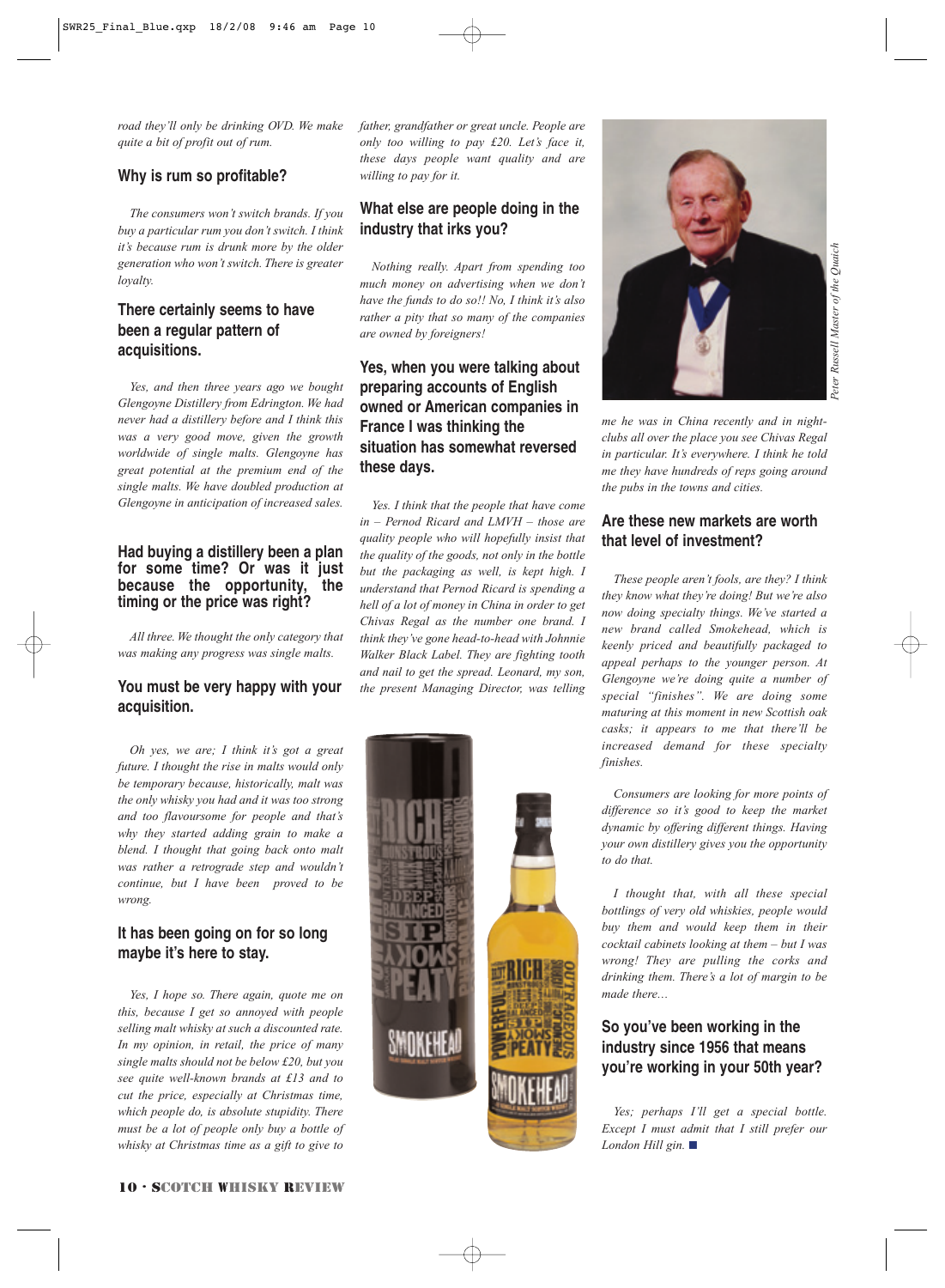*road they'll only be drinking OVD. We make quite a bit of profit out of rum.*

### Why is rum so profitable?

*The consumers won't switch brands. If you buy a particular rum you don't switch. I think it's because rum is drunk more by the older generation who won't switch. There is greater loyalty.*

### There certainly seems to have been a regular pattern of acquisitions.

*Yes, and then three years ago we bought Glengoyne Distillery from Edrington. We had never had a distillery before and I think this was a very good move, given the growth worldwide of single malts. Glengoyne has great potential at the premium end of the single malts. We have doubled production at Glengoyne in anticipation of increased sales.*

### Had buying a distillery been a plan for some time? Or was it just because the opportunity, the timing or the price was right?

*All three. We thought the only category that was making any progress was single malts.*

### You must be very happy with your acquisition.

*Oh yes, we are; I think it's got a great future. I thought the rise in malts would only be temporary because, historically, malt was the only whisky you had and it was too strong and too flavoursome for people and that's why they started adding grain to make a blend. I thought that going back onto malt was rather a retrograde step and wouldn't continue, but I have been proved to be wrong.*

### It has been going on for so long maybe it's here to stay.

*Yes, I hope so. There again, quote me on this, because I get so annoyed with people selling malt whisky at such a discounted rate. In my opinion, in retail, the price of many single malts should not be below £20, but you see quite well-known brands at £13 and to cut the price, especially at Christmas time, which people do, is absolute stupidity. There must be a lot of people only buy a bottle of whisky at Christmas time as a gift to give to father, grandfather or great uncle. People are only too willing to pay £20. Let's face it, these days people want quality and are willing to pay for it.*

### What else are people doing in the industry that irks you?

*Nothing really. Apart from spending too much money on advertising when we don't have the funds to do so!! No, I think it's also rather a pity that so many of the companies are owned by foreigners!*

### Yes, when you were talking about preparing accounts of English owned or American companies in France I was thinking the situation has somewhat reversed these days.

*Yes. I think that the people that have come in – Pernod Ricard and LMVH – those are quality people who will hopefully insist that the quality of the goods, not only in the bottle but the packaging as well, is kept high. I understand that Pernod Ricard is spending a hell of a lot of money in China in order to get Chivas Regal as the number one brand. I think they've gone head-to-head with Johnnie Walker Black Label. They are fighting tooth and nail to get the spread. Leonard, my son, the present Managing Director, was telling me he was in China recently and in night-clubs all over the place you see Chivas Regal in particular. It's everywhere. I think he told me they have hundreds of reps going around the pubs in the towns and cities.*

*Peter Russell Master of the Quaich*

### Are these new markets are worth that level of investment?

*These people aren't fools, are they? I think they know what they're doing! But we're also now doing specialty things. We've started a new brand called Smokehead, which is keenly priced and beautifully packaged to appeal perhaps to the younger person. At Glengoyne we're doing quite a number of special "finishes". We are doing some maturing at this moment in new Scottish oak casks; it appears to me that there'll be increased demand for these specialty finishes.*

*Consumers are looking for more points of difference so it's good to keep the market dynamic by offering different things. Having your own distillery gives you the opportunity to do that.*

*I thought that, with all these special bottlings of very old whiskies, people would buy them and would keep them in their cocktail cabinets looking at them – but I was wrong! They are pulling the corks and drinking them. There's a lot of margin to be made there…*

### So you've been working in the industry since 1956 that means you're working in your 50th year?

*Yes; perhaps I'll get a special bottle. Except I must admit that I still prefer our London Hill gin.* ■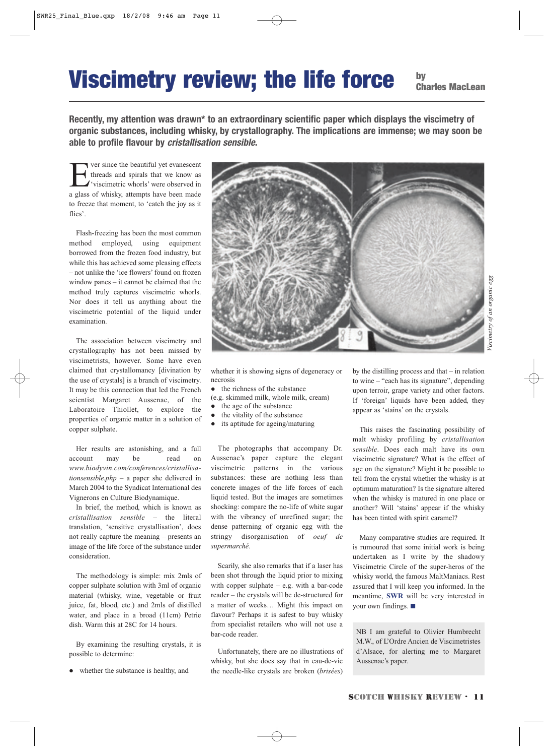# Viscimetry review; the life force

by **Charles MacLean**

**Recently, my attention was drawn* to an extraordinary scientific paper which displays the viscimetry of organic substances, including whisky, by crystallography. The implications are immense; we may soon be able to profile flavour by *cristallisation sensible*.**

Ever since the beautiful yet evanescent threads and spirals that we know as 'viscimetric whorls' were observed in a glass of whisky, attempts have been made to freeze that moment, to 'catch the joy as it flies'.

Flash-freezing has been the most common method employed, using equipment borrowed from the frozen food industry, but while this has achieved some pleasing effects – not unlike the 'ice flowers' found on frozen window panes – it cannot be claimed that the method truly captures viscimetric whorls. Nor does it tell us anything about the viscimetric potential of the liquid under examination.

The association between viscimetry and crystallography has not been missed by viscimetrists, however. Some have even claimed that crystallomancy [divination by the use of crystals] is a branch of viscimetry. It may be this connection that led the French scientist Margaret Aussenac, of the Laboratoire Thiollet, to explore the properties of organic matter in a solution of copper sulphate.

Her results are astonishing, and a full account may be read on *www.biodyvin.com/conferences/cristallisationsensible.php* – a paper she delivered in March 2004 to the Syndicat International des Vignerons en Culture Biodynamique.

In brief, the method, which is known as *cristallisation sensible* – the literal translation, 'sensitive crystallisation', does not really capture the meaning – presents an image of the life force of the substance under consideration.

The methodology is simple: mix 2mls of copper sulphate solution with 3ml of organic material (whisky, wine, vegetable or fruit juice, fat, blood, etc.) and 2mls of distilled water, and place in a broad (11cm) Petrie dish. Warm this at 28C for 14 hours.

By examining the resulting crystals, it is possible to determine:

- whether the substance is healthy, and whether it is showing signs of degeneracy or necrosis
- the richness of the substance (e.g. skimmed milk, whole milk, cream)
- the age of the substance
- the vitality of the substance
- its aptitude for ageing/maturing

*Viscimetry of an organic egg*

The photographs that accompany Dr. Aussenac's paper capture the elegant viscimetric patterns in the various substances: these are nothing less than concrete images of the life forces of each liquid tested. But the images are sometimes shocking: compare the no-life of white sugar with the vibrancy of unrefined sugar; the dense patterning of organic egg with the stringy disorganisation of *oeuf de supermarché*.

Scarily, she also remarks that if a laser has been shot through the liquid prior to mixing with copper sulphate – e.g. with a bar-code reader – the crystals will be de-structured for a matter of weeks… Might this impact on flavour? Perhaps it is safest to buy whisky from specialist retailers who will not use a bar-code reader.

Unfortunately, there are no illustrations of whisky, but she does say that in eau-de-vie the needle-like crystals are broken (*brisées*) by the distilling process and that – in relation to wine – "each has its signature", depending upon terroir, grape variety and other factors. If 'foreign' liquids have been added, they appear as 'stains' on the crystals.

This raises the fascinating possibility of malt whisky profiling by *cristallisation sensible*. Does each malt have its own viscimetric signature? What is the effect of age on the signature? Might it be possible to tell from the crystal whether the whisky is at optimum maturation? Is the signature altered when the whisky is matured in one place or another? Will 'stains' appear if the whisky has been tinted with spirit caramel?

Many comparative studies are required. It is rumoured that some initial work is being undertaken as I write by the shadowy Viscimetric Circle of the super-heros of the whisky world, the famous MaltManiacs. Rest assured that I will keep you informed. In the meantime, **SWR** will be very interested in your own findings. ■

NB I am grateful to Olivier Humbrecht M.W., of L'Ordre Ancien de Viscimetristes d'Alsace, for alerting me to Margaret Aussenac's paper.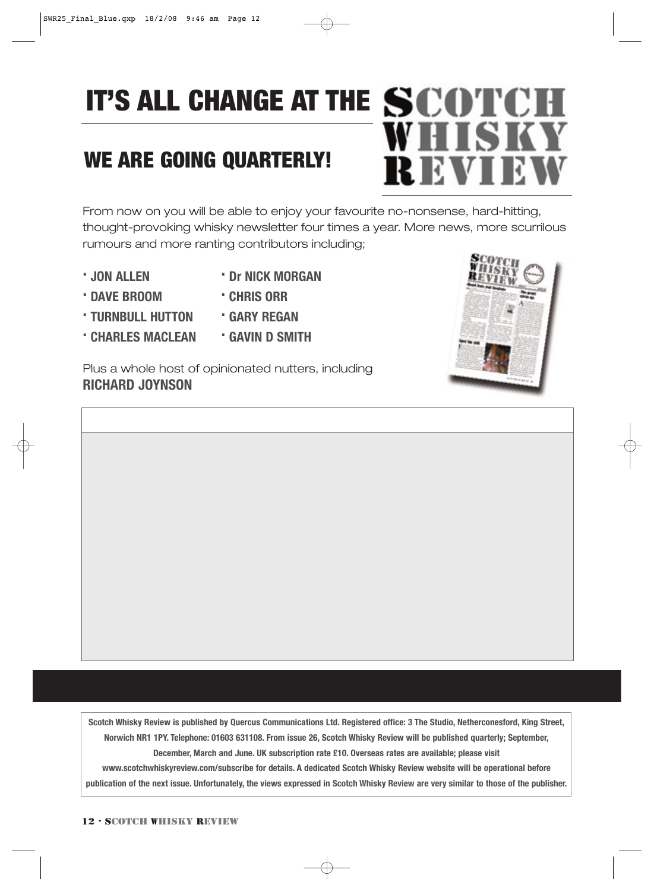# IT'S ALL CHANGE AT THE SCOTCH WHISKY REVIEW

## WE ARE GOING QUARTERLY!

From now on you will be able to enjoy your favourite no-nonsense, hard-hitting, thought-provoking whisky newsletter four times a year. More news, more scurrilous rumours and more ranting contributors including;

- **JON ALLEN**
- **DAVE BROOM**
- **TURNBULL HUTTON**
- **CHARLES MACLEAN**
- **Dr NICK MORGAN**
- **CHRIS ORR**
- **GARY REGAN**
- **GAVIN D SMITH**

Plus a whole host of opinionated nutters, including **RICHARD JOYNSON**

**Scotch Whisky Review is published by Quercus Communications Ltd. Registered office: 3 The Studio, Netherconesford, King Street, Norwich NR1 1PY. Telephone: 01603 631108. From issue 26, Scotch Whisky Review will be published quarterly; September, December, March and June. UK subscription rate £10. Overseas rates are available; please visit www.scotchwhiskyreview.com/subscribe for details. A dedicated Scotch Whisky Review website will be operational before publication of the next issue. Unfortunately, the views expressed in Scotch Whisky Review are very similar to those of the publisher.**